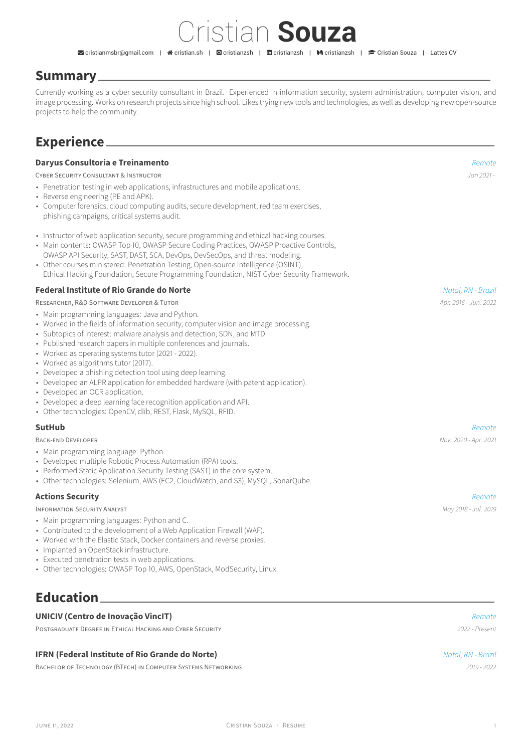# Cristian **Souza**

cristianmsbr@gmail.com | cristian.sh | cristianzsh | cristianzsh | cristianzsh | Cristian Souza | Lattes CV

## Summary

Currently working as a cyber security consultant in Brazil. Experienced in information security, system administration, computer vision, and image processing. Works on research projects since high school. Likes trying new tools and technologies, as well as developing new open-source projects to help the community.

## Experience

### Daryus Consultoria e Treinamento
*Remote*

CYBER SECURITY CONSULTANT & INSTRUCTOR — *Jan 2021 -*

- Penetration testing in web applications, infrastructures and mobile applications.
- Reverse engineering (PE and APK).
- Computer forensics, cloud computing audits, secure development, red team exercises, phishing campaigns, critical systems audit.

- Instructor of web application security, secure programming and ethical hacking courses.
- Main contents: OWASP Top 10, OWASP Secure Coding Practices, OWASP Proactive Controls, OWASP API Security, SAST, DAST, SCA, DevOps, DevSecOps, and threat modeling.
- Other courses ministered: Penetration Testing, Open-source Intelligence (OSINT), Ethical Hacking Foundation, Secure Programming Foundation, NIST Cyber Security Framework.

### Federal Institute of Rio Grande do Norte
*Natal, RN - Brazil*

RESEARCHER, R&D SOFTWARE DEVELOPER & TUTOR — *Apr. 2016 - Jun. 2022*

- Main programming languages: Java and Python.
- Worked in the fields of information security, computer vision and image processing.
- Subtopics of interest: malware analysis and detection, SDN, and MTD.
- Published research papers in multiple conferences and journals.
- Worked as operating systems tutor (2021 - 2022).
- Worked as algorithms tutor (2017).
- Developed a phishing detection tool using deep learning.
- Developed an ALPR application for embedded hardware (with patent application).
- Developed an OCR application.
- Developed a deep learning face recognition application and API.
- Other technologies: OpenCV, dlib, REST, Flask, MySQL, RFID.

### SutHub
*Remote*

BACK-END DEVELOPER — *Nov. 2020 - Apr. 2021*

- Main programming language: Python.
- Developed multiple Robotic Process Automation (RPA) tools.
- Performed Static Application Security Testing (SAST) in the core system.
- Other technologies: Selenium, AWS (EC2, CloudWatch, and S3), MySQL, SonarQube.

### Actions Security
*Remote*

INFORMATION SECURITY ANALYST — *May 2018 - Jul. 2019*

- Main programming languages: Python and C.
- Contributed to the development of a Web Application Firewall (WAF).
- Worked with the Elastic Stack, Docker containers and reverse proxies.
- Implanted an OpenStack infrastructure.
- Executed penetration tests in web applications.
- Other technologies: OWASP Top 10, AWS, OpenStack, ModSecurity, Linux.

## Education

### UNICIV (Centro de Inovação VincIT)
*Remote*

POSTGRADUATE DEGREE IN ETHICAL HACKING AND CYBER SECURITY — *2022 - Present*

### IFRN (Federal Institute of Rio Grande do Norte)
*Natal, RN - Brazil*

BACHELOR OF TECHNOLOGY (BTECH) IN COMPUTER SYSTEMS NETWORKING — *2019 - 2022*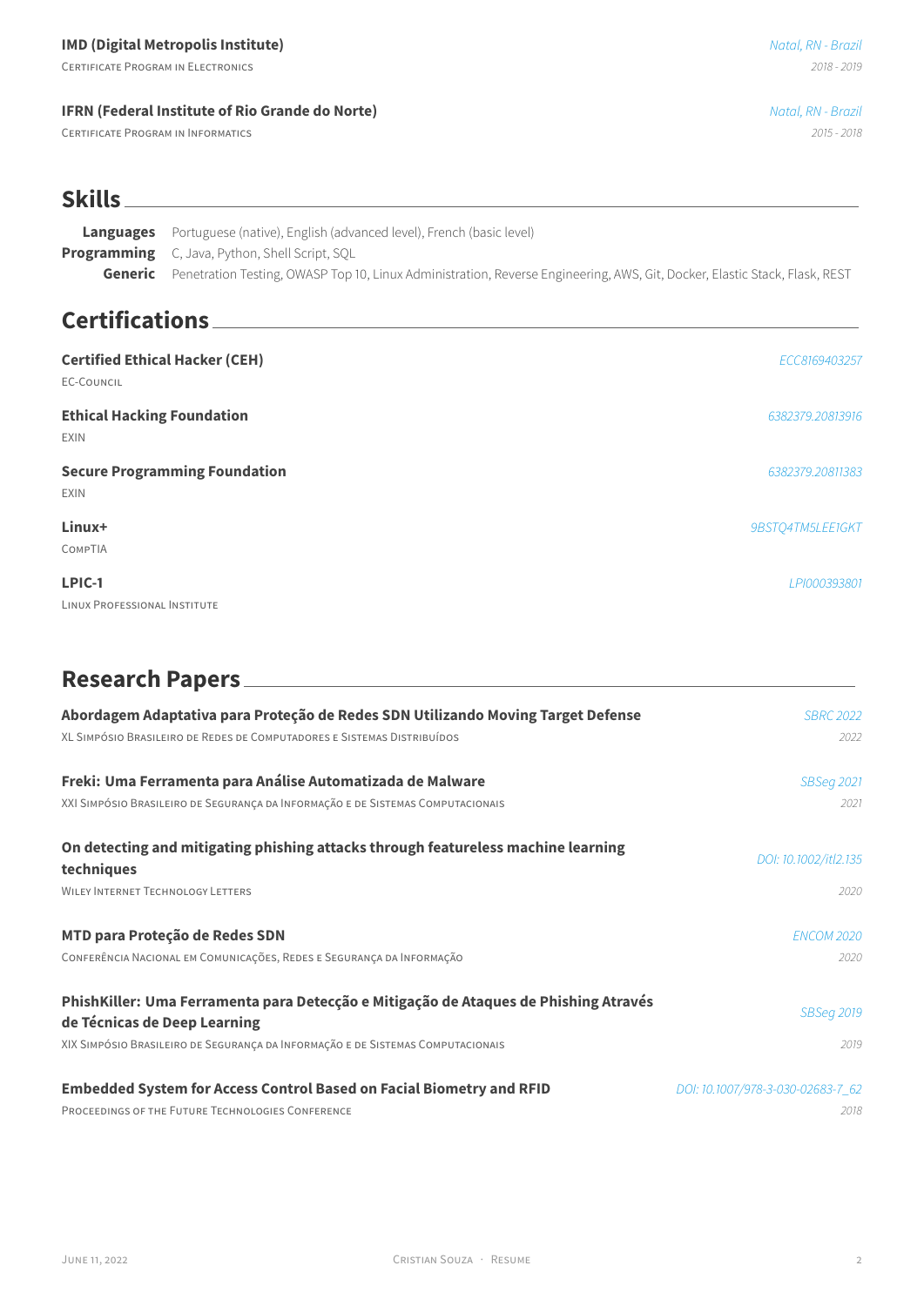**IMD (Digital Metropolis Institute)** — *Natal, RN - Brazil*
CERTIFICATE PROGRAM IN ELECTRONICS — *2018 - 2019*

**IFRN (Federal Institute of Rio Grande do Norte)** — *Natal, RN - Brazil*
CERTIFICATE PROGRAM IN INFORMATICS — *2015 - 2018*

## Skills

**Languages** Portuguese (native), English (advanced level), French (basic level)
**Programming** C, Java, Python, Shell Script, SQL
**Generic** Penetration Testing, OWASP Top 10, Linux Administration, Reverse Engineering, AWS, Git, Docker, Elastic Stack, Flask, REST

## Certifications

**Certified Ethical Hacker (CEH)** — *ECC8169403257*
EC-COUNCIL

**Ethical Hacking Foundation** — *6382379.20813916*
EXIN

**Secure Programming Foundation** — *6382379.20811383*
EXIN

**Linux+** — *9BSTQ4TM5LEE1GKT*
COMPTIA

**LPIC-1** — *LPI000393801*
LINUX PROFESSIONAL INSTITUTE

## Research Papers

**Abordagem Adaptativa para Proteção de Redes SDN Utilizando Moving Target Defense** — *SBRC 2022*
XL SIMPÓSIO BRASILEIRO DE REDES DE COMPUTADORES E SISTEMAS DISTRIBUÍDOS — *2022*

**Freki: Uma Ferramenta para Análise Automatizada de Malware** — *SBSeg 2021*
XXI SIMPÓSIO BRASILEIRO DE SEGURANÇA DA INFORMAÇÃO E DE SISTEMAS COMPUTACIONAIS — *2021*

**On detecting and mitigating phishing attacks through featureless machine learning techniques** — *DOI: 10.1002/itl2.135*
WILEY INTERNET TECHNOLOGY LETTERS — *2020*

**MTD para Proteção de Redes SDN** — *ENCOM 2020*
CONFERÊNCIA NACIONAL EM COMUNICAÇÕES, REDES E SEGURANÇA DA INFORMAÇÃO — *2020*

**PhishKiller: Uma Ferramenta para Detecção e Mitigação de Ataques de Phishing Através de Técnicas de Deep Learning** — *SBSeg 2019*
XIX SIMPÓSIO BRASILEIRO DE SEGURANÇA DA INFORMAÇÃO E DE SISTEMAS COMPUTACIONAIS — *2019*

**Embedded System for Access Control Based on Facial Biometry and RFID** — *DOI: 10.1007/978-3-030-02683-7_62*
PROCEEDINGS OF THE FUTURE TECHNOLOGIES CONFERENCE — *2018*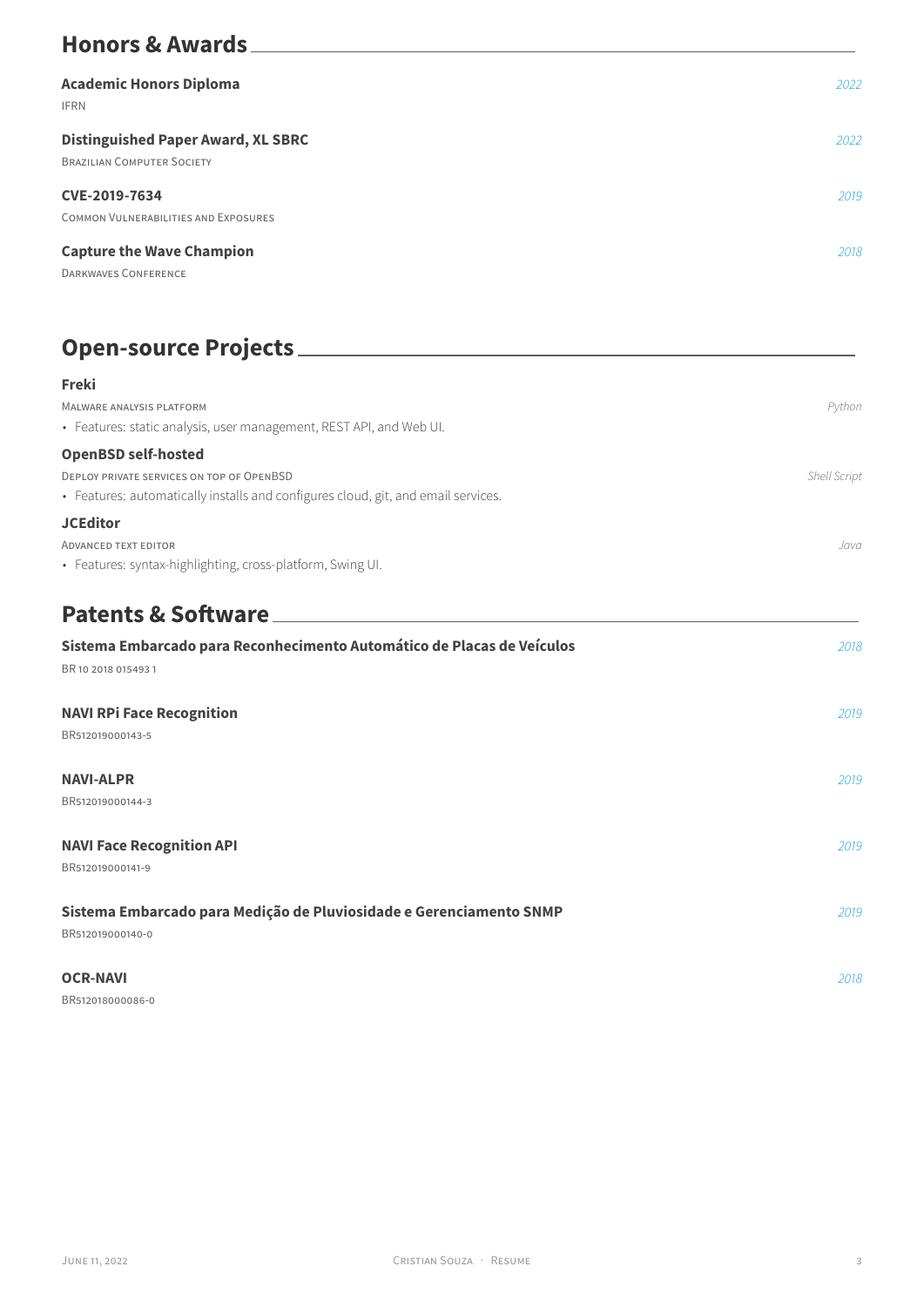## Honors & Awards

**Academic Honors Diploma** *2022*
IFRN

**Distinguished Paper Award, XL SBRC** *2022*
Brazilian Computer Society

**CVE-2019-7634** *2019*
Common Vulnerabilities and Exposures

**Capture the Wave Champion** *2018*
Darkwaves Conference

## Open-source Projects

**Freki**
Malware analysis platform *Python*
- Features: static analysis, user management, REST API, and Web UI.

**OpenBSD self-hosted**
Deploy private services on top of OpenBSD *Shell Script*
- Features: automatically installs and configures cloud, git, and email services.

**JCEditor**
Advanced text editor *Java*
- Features: syntax-highlighting, cross-platform, Swing UI.

## Patents & Software

**Sistema Embarcado para Reconhecimento Automático de Placas de Veículos** *2018*
BR 10 2018 015493 1

**NAVI RPi Face Recognition** *2019*
BR512019000143-5

**NAVI-ALPR** *2019*
BR512019000144-3

**NAVI Face Recognition API** *2019*
BR512019000141-9

**Sistema Embarcado para Medição de Pluviosidade e Gerenciamento SNMP** *2019*
BR512019000140-0

**OCR-NAVI** *2018*
BR512018000086-0